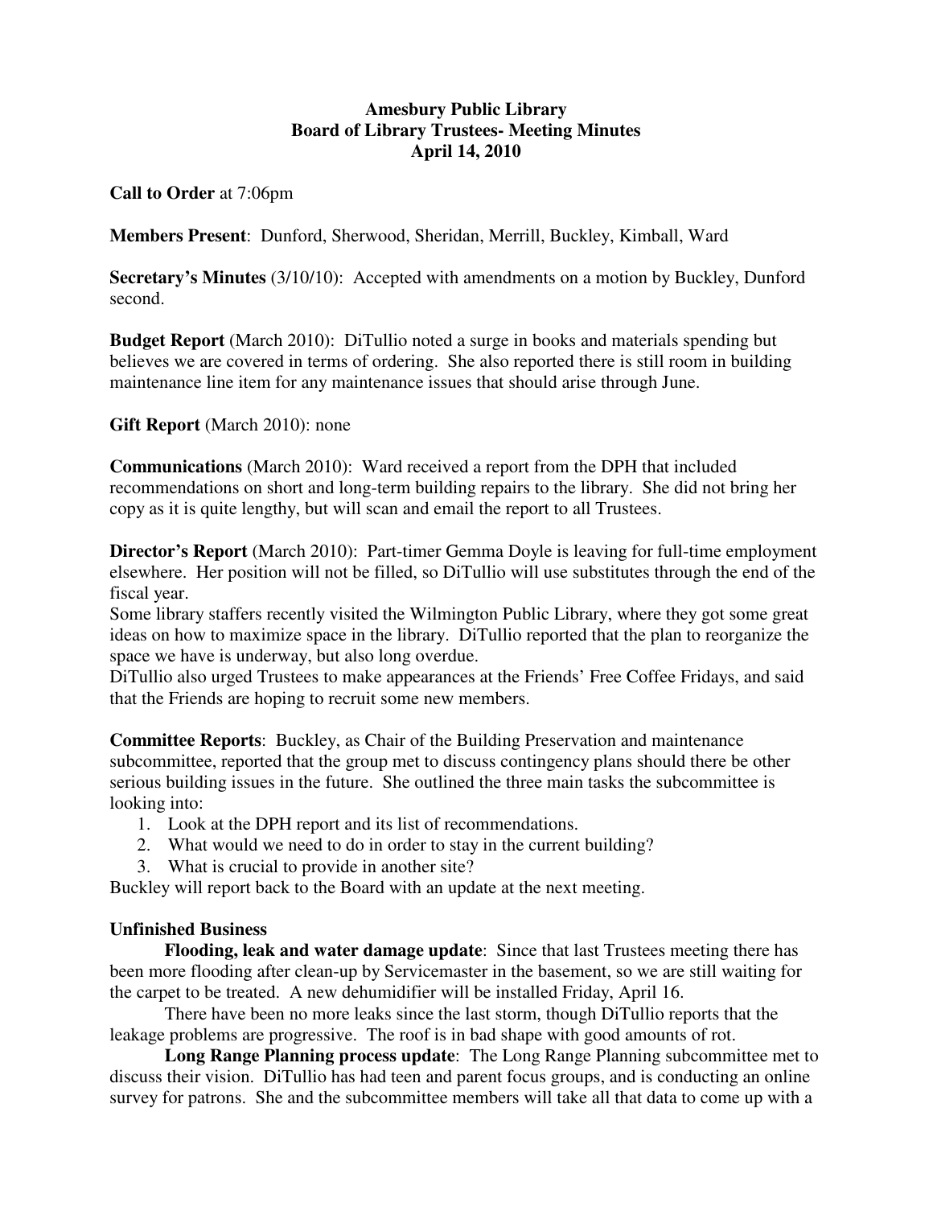# Amesbury Public Library
## Board of Library Trustees- Meeting Minutes
### April 14, 2010

**Call to Order** at 7:06pm

**Members Present**: Dunford, Sherwood, Sheridan, Merrill, Buckley, Kimball, Ward

**Secretary's Minutes** (3/10/10): Accepted with amendments on a motion by Buckley, Dunford second.

**Budget Report** (March 2010): DiTullio noted a surge in books and materials spending but believes we are covered in terms of ordering. She also reported there is still room in building maintenance line item for any maintenance issues that should arise through June.

**Gift Report** (March 2010): none

**Communications** (March 2010): Ward received a report from the DPH that included recommendations on short and long-term building repairs to the library. She did not bring her copy as it is quite lengthy, but will scan and email the report to all Trustees.

**Director's Report** (March 2010): Part-timer Gemma Doyle is leaving for full-time employment elsewhere. Her position will not be filled, so DiTullio will use substitutes through the end of the fiscal year.

Some library staffers recently visited the Wilmington Public Library, where they got some great ideas on how to maximize space in the library. DiTullio reported that the plan to reorganize the space we have is underway, but also long overdue.

DiTullio also urged Trustees to make appearances at the Friends' Free Coffee Fridays, and said that the Friends are hoping to recruit some new members.

**Committee Reports**: Buckley, as Chair of the Building Preservation and maintenance subcommittee, reported that the group met to discuss contingency plans should there be other serious building issues in the future. She outlined the three main tasks the subcommittee is looking into:

1. Look at the DPH report and its list of recommendations.
2. What would we need to do in order to stay in the current building?
3. What is crucial to provide in another site?

Buckley will report back to the Board with an update at the next meeting.

**Unfinished Business**

**Flooding, leak and water damage update**: Since that last Trustees meeting there has been more flooding after clean-up by Servicemaster in the basement, so we are still waiting for the carpet to be treated. A new dehumidifier will be installed Friday, April 16.

There have been no more leaks since the last storm, though DiTullio reports that the leakage problems are progressive. The roof is in bad shape with good amounts of rot.

**Long Range Planning process update**: The Long Range Planning subcommittee met to discuss their vision. DiTullio has had teen and parent focus groups, and is conducting an online survey for patrons. She and the subcommittee members will take all that data to come up with a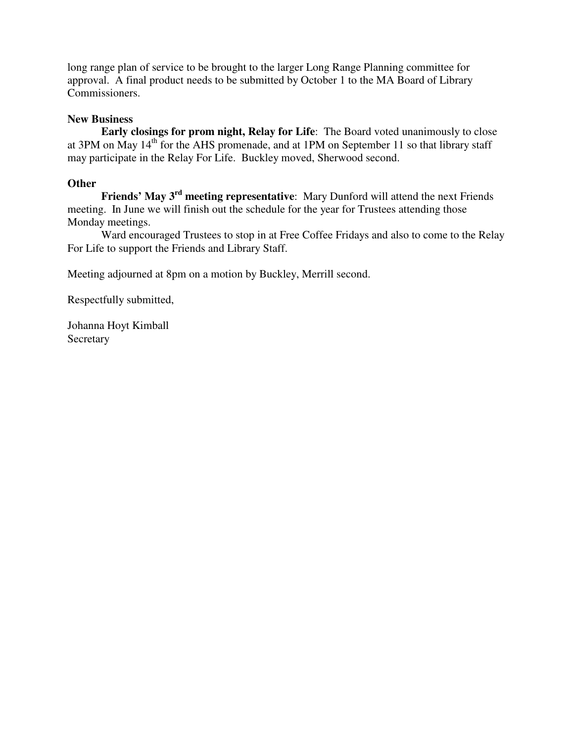long range plan of service to be brought to the larger Long Range Planning committee for approval. A final product needs to be submitted by October 1 to the MA Board of Library Commissioners.

**New Business**

**Early closings for prom night, Relay for Life**: The Board voted unanimously to close at 3PM on May 14th for the AHS promenade, and at 1PM on September 11 so that library staff may participate in the Relay For Life. Buckley moved, Sherwood second.

**Other**

**Friends' May 3rd meeting representative**: Mary Dunford will attend the next Friends meeting. In June we will finish out the schedule for the year for Trustees attending those Monday meetings.

Ward encouraged Trustees to stop in at Free Coffee Fridays and also to come to the Relay For Life to support the Friends and Library Staff.

Meeting adjourned at 8pm on a motion by Buckley, Merrill second.

Respectfully submitted,

Johanna Hoyt Kimball
Secretary